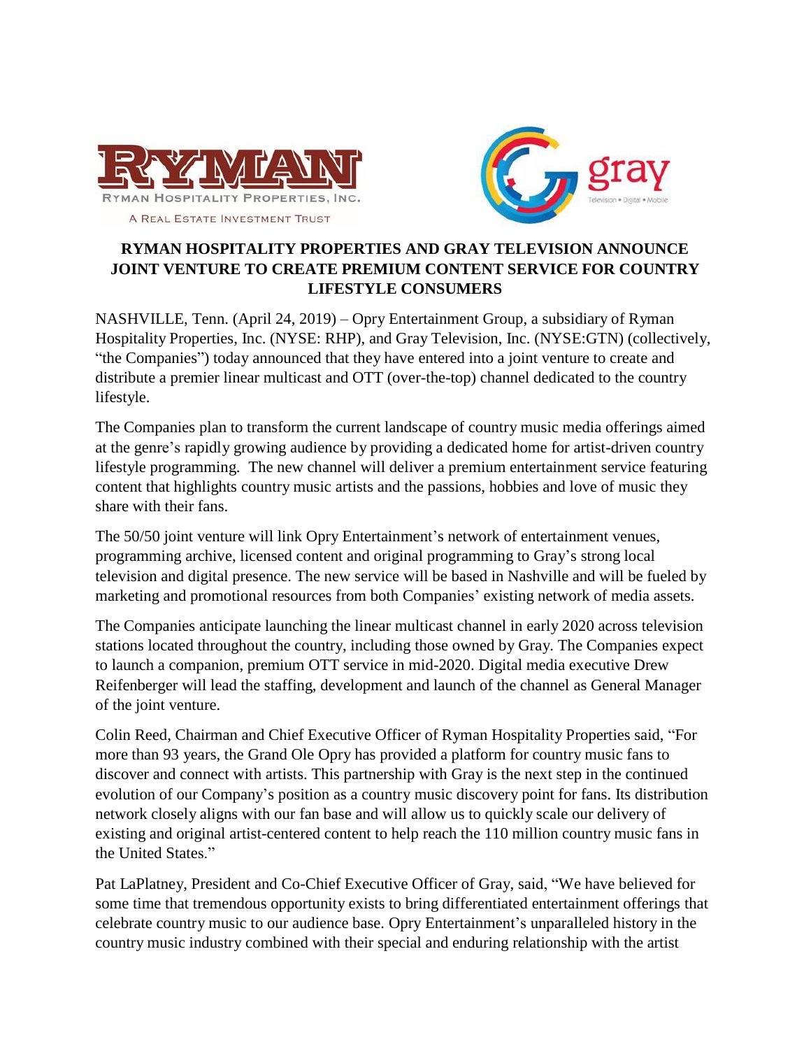RYMAN HOSPITALITY PROPERTIES, INC.
A REAL ESTATE INVESTMENT TRUST

gray
Television • Digital • Mobile

# RYMAN HOSPITALITY PROPERTIES AND GRAY TELEVISION ANNOUNCE JOINT VENTURE TO CREATE PREMIUM CONTENT SERVICE FOR COUNTRY LIFESTYLE CONSUMERS

NASHVILLE, Tenn. (April 24, 2019) – Opry Entertainment Group, a subsidiary of Ryman Hospitality Properties, Inc. (NYSE: RHP), and Gray Television, Inc. (NYSE:GTN) (collectively, "the Companies") today announced that they have entered into a joint venture to create and distribute a premier linear multicast and OTT (over-the-top) channel dedicated to the country lifestyle.

The Companies plan to transform the current landscape of country music media offerings aimed at the genre's rapidly growing audience by providing a dedicated home for artist-driven country lifestyle programming. The new channel will deliver a premium entertainment service featuring content that highlights country music artists and the passions, hobbies and love of music they share with their fans.

The 50/50 joint venture will link Opry Entertainment's network of entertainment venues, programming archive, licensed content and original programming to Gray's strong local television and digital presence. The new service will be based in Nashville and will be fueled by marketing and promotional resources from both Companies' existing network of media assets.

The Companies anticipate launching the linear multicast channel in early 2020 across television stations located throughout the country, including those owned by Gray. The Companies expect to launch a companion, premium OTT service in mid-2020. Digital media executive Drew Reifenberger will lead the staffing, development and launch of the channel as General Manager of the joint venture.

Colin Reed, Chairman and Chief Executive Officer of Ryman Hospitality Properties said, "For more than 93 years, the Grand Ole Opry has provided a platform for country music fans to discover and connect with artists. This partnership with Gray is the next step in the continued evolution of our Company's position as a country music discovery point for fans. Its distribution network closely aligns with our fan base and will allow us to quickly scale our delivery of existing and original artist-centered content to help reach the 110 million country music fans in the United States."

Pat LaPlatney, President and Co-Chief Executive Officer of Gray, said, "We have believed for some time that tremendous opportunity exists to bring differentiated entertainment offerings that celebrate country music to our audience base. Opry Entertainment's unparalleled history in the country music industry combined with their special and enduring relationship with the artist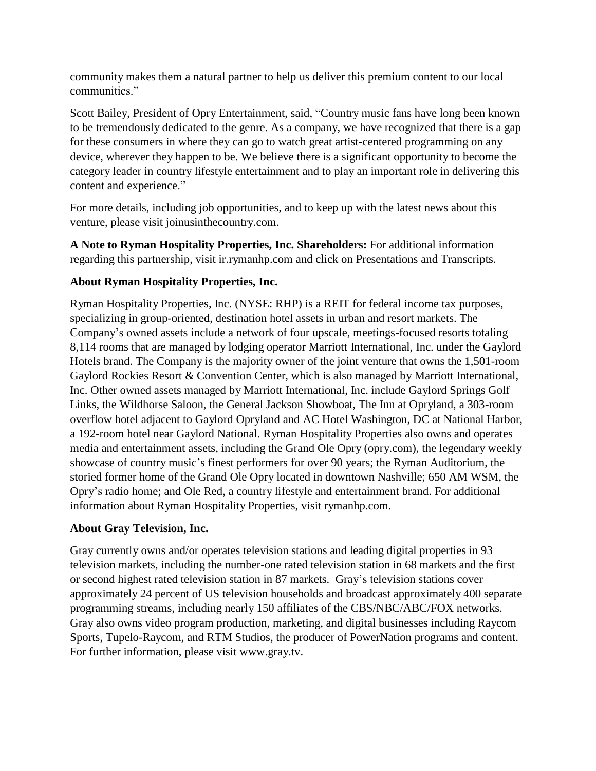community makes them a natural partner to help us deliver this premium content to our local communities."

Scott Bailey, President of Opry Entertainment, said, "Country music fans have long been known to be tremendously dedicated to the genre. As a company, we have recognized that there is a gap for these consumers in where they can go to watch great artist-centered programming on any device, wherever they happen to be. We believe there is a significant opportunity to become the category leader in country lifestyle entertainment and to play an important role in delivering this content and experience."

For more details, including job opportunities, and to keep up with the latest news about this venture, please visit joinusinthecountry.com.

**A Note to Ryman Hospitality Properties, Inc. Shareholders:** For additional information regarding this partnership, visit ir.rymanhp.com and click on Presentations and Transcripts.

**About Ryman Hospitality Properties, Inc.**

Ryman Hospitality Properties, Inc. (NYSE: RHP) is a REIT for federal income tax purposes, specializing in group-oriented, destination hotel assets in urban and resort markets. The Company's owned assets include a network of four upscale, meetings-focused resorts totaling 8,114 rooms that are managed by lodging operator Marriott International, Inc. under the Gaylord Hotels brand. The Company is the majority owner of the joint venture that owns the 1,501-room Gaylord Rockies Resort & Convention Center, which is also managed by Marriott International, Inc. Other owned assets managed by Marriott International, Inc. include Gaylord Springs Golf Links, the Wildhorse Saloon, the General Jackson Showboat, The Inn at Opryland, a 303-room overflow hotel adjacent to Gaylord Opryland and AC Hotel Washington, DC at National Harbor, a 192-room hotel near Gaylord National. Ryman Hospitality Properties also owns and operates media and entertainment assets, including the Grand Ole Opry (opry.com), the legendary weekly showcase of country music's finest performers for over 90 years; the Ryman Auditorium, the storied former home of the Grand Ole Opry located in downtown Nashville; 650 AM WSM, the Opry's radio home; and Ole Red, a country lifestyle and entertainment brand. For additional information about Ryman Hospitality Properties, visit rymanhp.com.

**About Gray Television, Inc.**

Gray currently owns and/or operates television stations and leading digital properties in 93 television markets, including the number-one rated television station in 68 markets and the first or second highest rated television station in 87 markets. Gray's television stations cover approximately 24 percent of US television households and broadcast approximately 400 separate programming streams, including nearly 150 affiliates of the CBS/NBC/ABC/FOX networks. Gray also owns video program production, marketing, and digital businesses including Raycom Sports, Tupelo-Raycom, and RTM Studios, the producer of PowerNation programs and content. For further information, please visit www.gray.tv.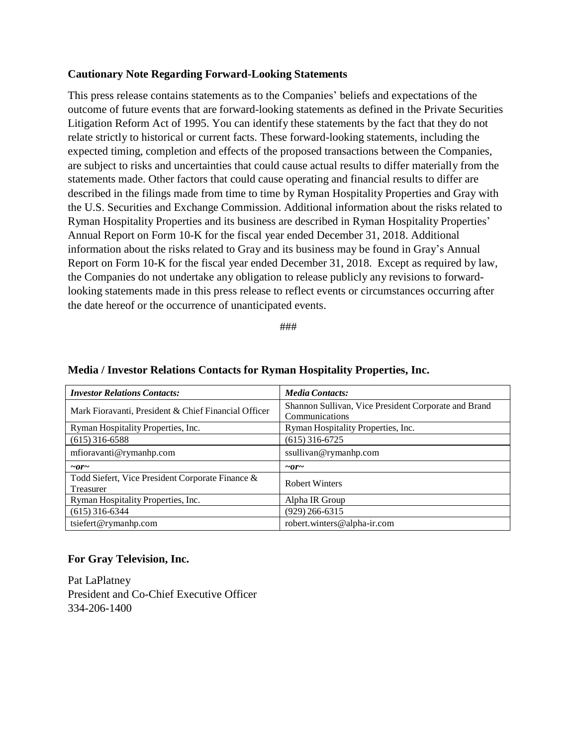## Cautionary Note Regarding Forward-Looking Statements

This press release contains statements as to the Companies' beliefs and expectations of the outcome of future events that are forward-looking statements as defined in the Private Securities Litigation Reform Act of 1995. You can identify these statements by the fact that they do not relate strictly to historical or current facts. These forward-looking statements, including the expected timing, completion and effects of the proposed transactions between the Companies, are subject to risks and uncertainties that could cause actual results to differ materially from the statements made. Other factors that could cause operating and financial results to differ are described in the filings made from time to time by Ryman Hospitality Properties and Gray with the U.S. Securities and Exchange Commission. Additional information about the risks related to Ryman Hospitality Properties and its business are described in Ryman Hospitality Properties' Annual Report on Form 10-K for the fiscal year ended December 31, 2018. Additional information about the risks related to Gray and its business may be found in Gray's Annual Report on Form 10-K for the fiscal year ended December 31, 2018. Except as required by law, the Companies do not undertake any obligation to release publicly any revisions to forward-looking statements made in this press release to reflect events or circumstances occurring after the date hereof or the occurrence of unanticipated events.

###

## Media / Investor Relations Contacts for Ryman Hospitality Properties, Inc.

| *Investor Relations Contacts:* | *Media Contacts:* |
|---|---|
| Mark Fioravanti, President & Chief Financial Officer | Shannon Sullivan, Vice President Corporate and Brand Communications |
| Ryman Hospitality Properties, Inc. | Ryman Hospitality Properties, Inc. |
| (615) 316-6588 | (615) 316-6725 |
| mfioravanti@rymanhp.com | ssullivan@rymanhp.com |
| *~or~* | *~or~* |
| Todd Siefert, Vice President Corporate Finance & Treasurer | Robert Winters |
| Ryman Hospitality Properties, Inc. | Alpha IR Group |
| (615) 316-6344 | (929) 266-6315 |
| tsiefert@rymanhp.com | robert.winters@alpha-ir.com |

## For Gray Television, Inc.

Pat LaPlatney
President and Co-Chief Executive Officer
334-206-1400